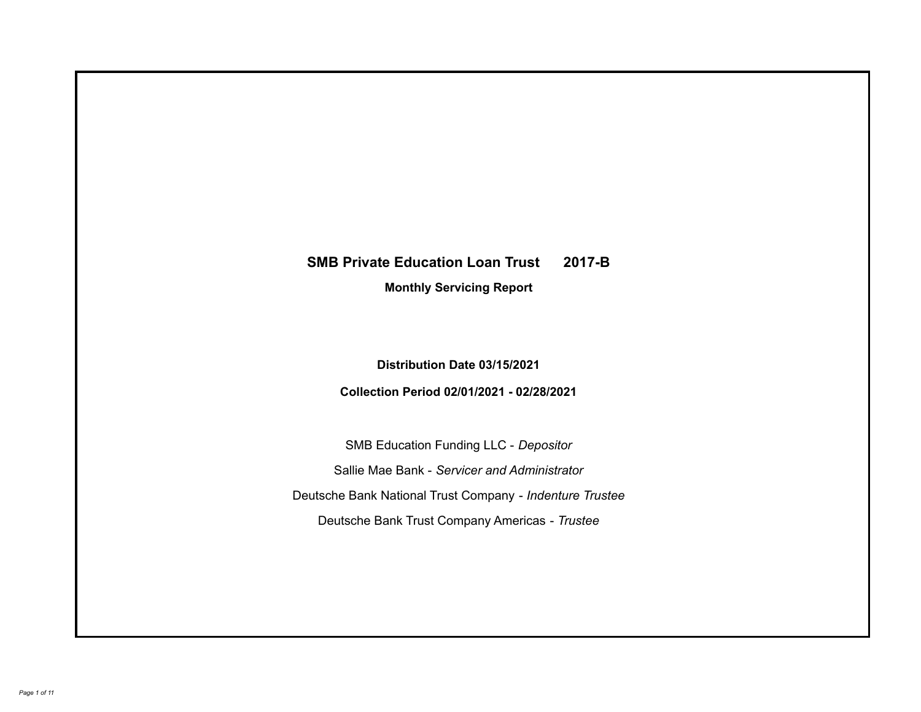# SMB Private Education Loan Trust 2017-B

## Monthly Servicing Report

**Distribution Date 03/15/2021**

**Collection Period 02/01/2021 - 02/28/2021**

SMB Education Funding LLC - *Depositor*

Sallie Mae Bank - *Servicer and Administrator*

Deutsche Bank National Trust Company - *Indenture Trustee*

Deutsche Bank Trust Company Americas - *Trustee*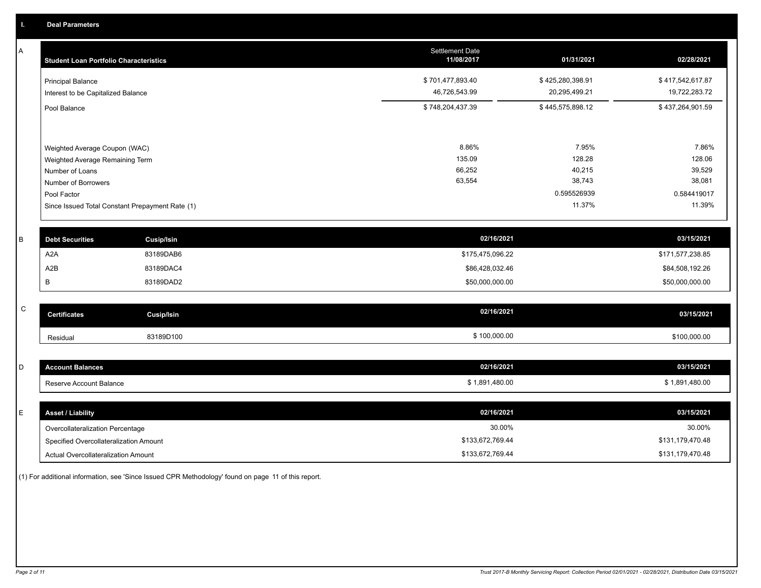## I. Deal Parameters

### A

| Student Loan Portfolio Characteristics | Settlement Date 11/08/2017 | 01/31/2021 | 02/28/2021 |
|---|---|---|---|
| Principal Balance | $ 701,477,893.40 | $ 425,280,398.91 | $ 417,542,617.87 |
| Interest to be Capitalized Balance | 46,726,543.99 | 20,295,499.21 | 19,722,283.72 |
| Pool Balance | $ 748,204,437.39 | $ 445,575,898.12 | $ 437,264,901.59 |
| Weighted Average Coupon (WAC) | 8.86% | 7.95% | 7.86% |
| Weighted Average Remaining Term | 135.09 | 128.28 | 128.06 |
| Number of Loans | 66,252 | 40,215 | 39,529 |
| Number of Borrowers | 63,554 | 38,743 | 38,081 |
| Pool Factor | | 0.595526939 | 0.584419017 |
| Since Issued Total Constant Prepayment Rate (1) | | 11.37% | 11.39% |

### B

| Debt Securities | Cusip/Isin | 02/16/2021 | 03/15/2021 |
|---|---|---|---|
| A2A | 83189DAB6 | $175,475,096.22 | $171,577,238.85 |
| A2B | 83189DAC4 | $86,428,032.46 | $84,508,192.26 |
| B | 83189DAD2 | $50,000,000.00 | $50,000,000.00 |

### C

| Certificates | Cusip/Isin | 02/16/2021 | 03/15/2021 |
|---|---|---|---|
| Residual | 83189D100 | $ 100,000.00 | $100,000.00 |

### D

| Account Balances | 02/16/2021 | 03/15/2021 |
|---|---|---|
| Reserve Account Balance | $ 1,891,480.00 | $ 1,891,480.00 |

### E

| Asset / Liability | 02/16/2021 | 03/15/2021 |
|---|---|---|
| Overcollateralization Percentage | 30.00% | 30.00% |
| Specified Overcollateralization Amount | $133,672,769.44 | $131,179,470.48 |
| Actual Overcollateralization Amount | $133,672,769.44 | $131,179,470.48 |

(1) For additional information, see 'Since Issued CPR Methodology' found on page 11 of this report.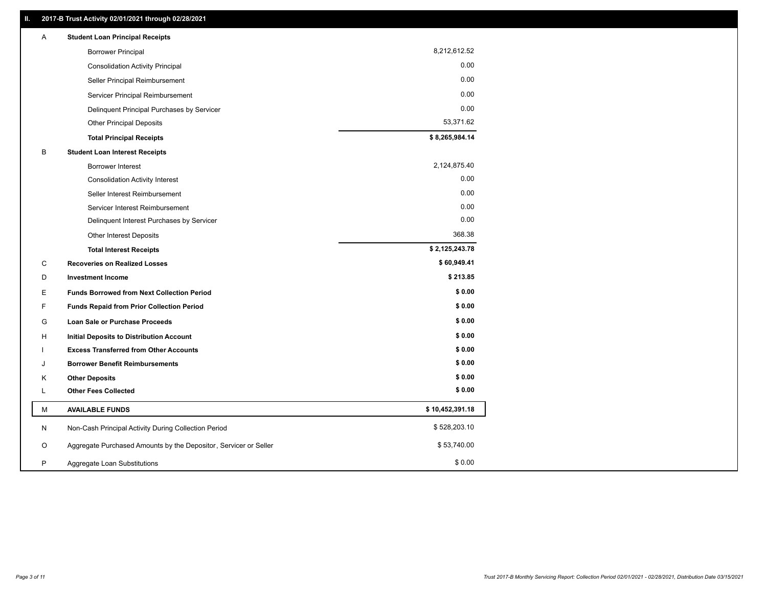## II. 2017-B Trust Activity 02/01/2021 through 02/28/2021

| | | |
|---|---|---|
| A | **Student Loan Principal Receipts** | |
| | Borrower Principal | 8,212,612.52 |
| | Consolidation Activity Principal | 0.00 |
| | Seller Principal Reimbursement | 0.00 |
| | Servicer Principal Reimbursement | 0.00 |
| | Delinquent Principal Purchases by Servicer | 0.00 |
| | Other Principal Deposits | 53,371.62 |
| | **Total Principal Receipts** | **$ 8,265,984.14** |
| B | **Student Loan Interest Receipts** | |
| | Borrower Interest | 2,124,875.40 |
| | Consolidation Activity Interest | 0.00 |
| | Seller Interest Reimbursement | 0.00 |
| | Servicer Interest Reimbursement | 0.00 |
| | Delinquent Interest Purchases by Servicer | 0.00 |
| | Other Interest Deposits | 368.38 |
| | **Total Interest Receipts** | **$ 2,125,243.78** |
| C | **Recoveries on Realized Losses** | **$ 60,949.41** |
| D | **Investment Income** | **$ 213.85** |
| E | **Funds Borrowed from Next Collection Period** | **$ 0.00** |
| F | **Funds Repaid from Prior Collection Period** | **$ 0.00** |
| G | **Loan Sale or Purchase Proceeds** | **$ 0.00** |
| H | **Initial Deposits to Distribution Account** | **$ 0.00** |
| I | **Excess Transferred from Other Accounts** | **$ 0.00** |
| J | **Borrower Benefit Reimbursements** | **$ 0.00** |
| K | **Other Deposits** | **$ 0.00** |
| L | **Other Fees Collected** | **$ 0.00** |
| M | **AVAILABLE FUNDS** | **$ 10,452,391.18** |
| N | Non-Cash Principal Activity During Collection Period | $ 528,203.10 |
| O | Aggregate Purchased Amounts by the Depositor, Servicer or Seller | $ 53,740.00 |
| P | Aggregate Loan Substitutions | $ 0.00 |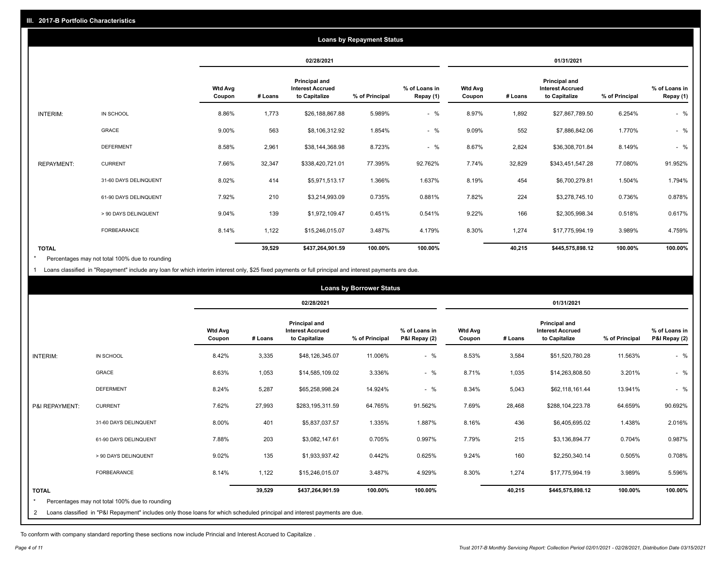## III. 2017-B Portfolio Characteristics

### Loans by Repayment Status

| | | 02/28/2021 | | | | | 01/31/2021 | | | | |
|---|---|---|---|---|---|---|---|---|---|---|---|
| | | Wtd Avg Coupon | # Loans | Principal and Interest Accrued to Capitalize | % of Principal | % of Loans in Repay (1) | Wtd Avg Coupon | # Loans | Principal and Interest Accrued to Capitalize | % of Principal | % of Loans in Repay (1) |
| INTERIM: | IN SCHOOL | 8.86% | 1,773 | $26,188,867.88 | 5.989% | - % | 8.97% | 1,892 | $27,867,789.50 | 6.254% | - % |
| | GRACE | 9.00% | 563 | $8,106,312.92 | 1.854% | - % | 9.09% | 552 | $7,886,842.06 | 1.770% | - % |
| | DEFERMENT | 8.58% | 2,961 | $38,144,368.98 | 8.723% | - % | 8.67% | 2,824 | $36,308,701.84 | 8.149% | - % |
| REPAYMENT: | CURRENT | 7.66% | 32,347 | $338,420,721.01 | 77.395% | 92.762% | 7.74% | 32,829 | $343,451,547.28 | 77.080% | 91.952% |
| | 31-60 DAYS DELINQUENT | 8.02% | 414 | $5,971,513.17 | 1.366% | 1.637% | 8.19% | 454 | $6,700,279.81 | 1.504% | 1.794% |
| | 61-90 DAYS DELINQUENT | 7.92% | 210 | $3,214,993.09 | 0.735% | 0.881% | 7.82% | 224 | $3,278,745.10 | 0.736% | 0.878% |
| | > 90 DAYS DELINQUENT | 9.04% | 139 | $1,972,109.47 | 0.451% | 0.541% | 9.22% | 166 | $2,305,998.34 | 0.518% | 0.617% |
| | FORBEARANCE | 8.14% | 1,122 | $15,246,015.07 | 3.487% | 4.179% | 8.30% | 1,274 | $17,775,994.19 | 3.989% | 4.759% |
| **TOTAL** | | | **39,529** | **$437,264,901.59** | **100.00%** | **100.00%** | | **40,215** | **$445,575,898.12** | **100.00%** | **100.00%** |

\* Percentages may not total 100% due to rounding

1 Loans classified in "Repayment" include any loan for which interim interest only, $25 fixed payments or full principal and interest payments are due.

### Loans by Borrower Status

| | | 02/28/2021 | | | | | 01/31/2021 | | | | |
|---|---|---|---|---|---|---|---|---|---|---|---|
| | | Wtd Avg Coupon | # Loans | Principal and Interest Accrued to Capitalize | % of Principal | % of Loans in P&I Repay (2) | Wtd Avg Coupon | # Loans | Principal and Interest Accrued to Capitalize | % of Principal | % of Loans in P&I Repay (2) |
| INTERIM: | IN SCHOOL | 8.42% | 3,335 | $48,126,345.07 | 11.006% | - % | 8.53% | 3,584 | $51,520,780.28 | 11.563% | - % |
| | GRACE | 8.63% | 1,053 | $14,585,109.02 | 3.336% | - % | 8.71% | 1,035 | $14,263,808.50 | 3.201% | - % |
| | DEFERMENT | 8.24% | 5,287 | $65,258,998.24 | 14.924% | - % | 8.34% | 5,043 | $62,118,161.44 | 13.941% | - % |
| P&I REPAYMENT: | CURRENT | 7.62% | 27,993 | $283,195,311.59 | 64.765% | 91.562% | 7.69% | 28,468 | $288,104,223.78 | 64.659% | 90.692% |
| | 31-60 DAYS DELINQUENT | 8.00% | 401 | $5,837,037.57 | 1.335% | 1.887% | 8.16% | 436 | $6,405,695.02 | 1.438% | 2.016% |
| | 61-90 DAYS DELINQUENT | 7.88% | 203 | $3,082,147.61 | 0.705% | 0.997% | 7.79% | 215 | $3,136,894.77 | 0.704% | 0.987% |
| | > 90 DAYS DELINQUENT | 9.02% | 135 | $1,933,937.42 | 0.442% | 0.625% | 9.24% | 160 | $2,250,340.14 | 0.505% | 0.708% |
| | FORBEARANCE | 8.14% | 1,122 | $15,246,015.07 | 3.487% | 4.929% | 8.30% | 1,274 | $17,775,994.19 | 3.989% | 5.596% |
| **TOTAL** | | | **39,529** | **$437,264,901.59** | **100.00%** | **100.00%** | | **40,215** | **$445,575,898.12** | **100.00%** | **100.00%** |

\* Percentages may not total 100% due to rounding

2 Loans classified in "P&I Repayment" includes only those loans for which scheduled principal and interest payments are due.

To conform with company standard reporting these sections now include Princial and Interest Accrued to Capitalize .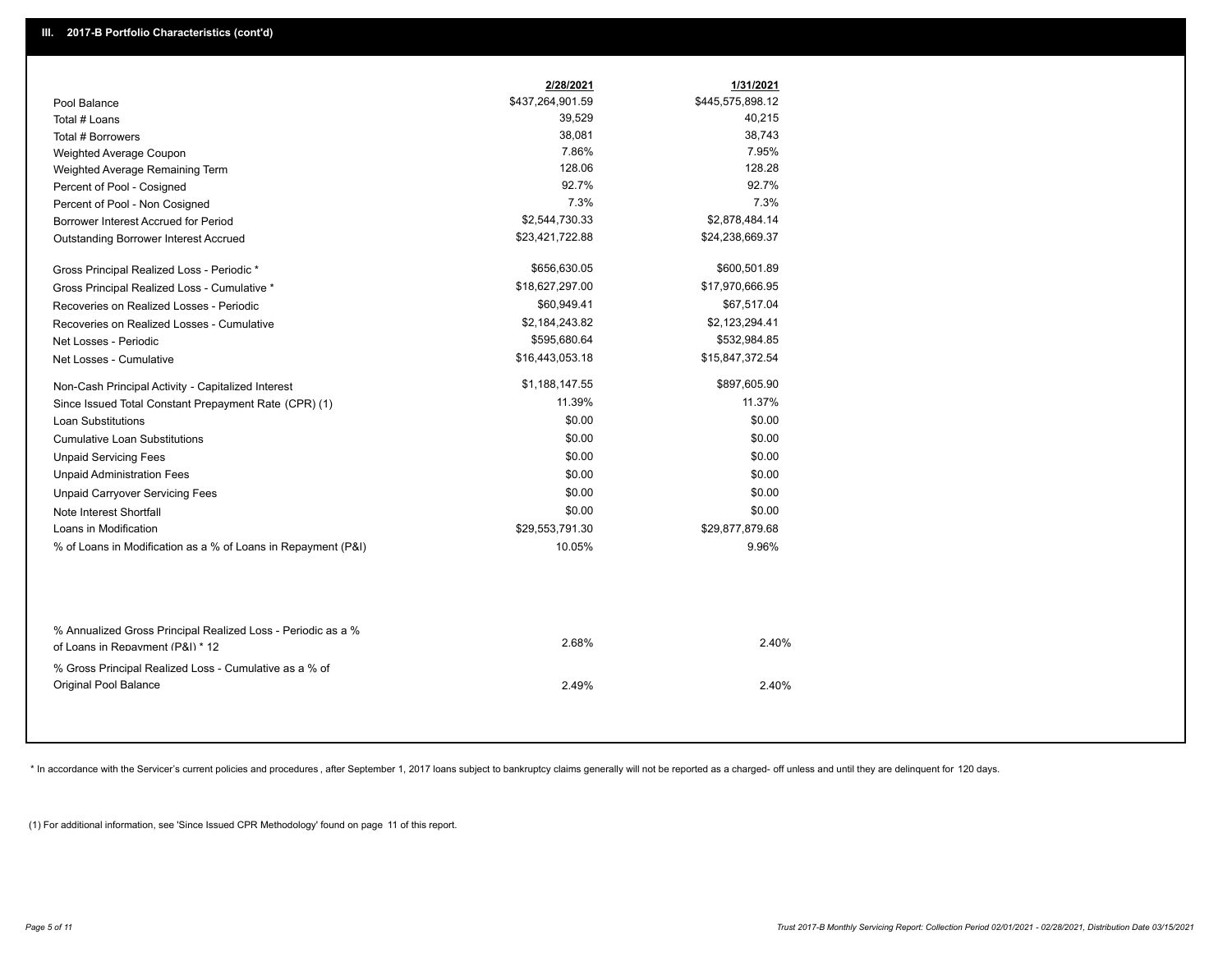## III. 2017-B Portfolio Characteristics (cont'd)

| | 2/28/2021 | 1/31/2021 |
|---|---|---|
| Pool Balance | $437,264,901.59 | $445,575,898.12 |
| Total # Loans | 39,529 | 40,215 |
| Total # Borrowers | 38,081 | 38,743 |
| Weighted Average Coupon | 7.86% | 7.95% |
| Weighted Average Remaining Term | 128.06 | 128.28 |
| Percent of Pool - Cosigned | 92.7% | 92.7% |
| Percent of Pool - Non Cosigned | 7.3% | 7.3% |
| Borrower Interest Accrued for Period | $2,544,730.33 | $2,878,484.14 |
| Outstanding Borrower Interest Accrued | $23,421,722.88 | $24,238,669.37 |
| Gross Principal Realized Loss - Periodic * | $656,630.05 | $600,501.89 |
| Gross Principal Realized Loss - Cumulative * | $18,627,297.00 | $17,970,666.95 |
| Recoveries on Realized Losses - Periodic | $60,949.41 | $67,517.04 |
| Recoveries on Realized Losses - Cumulative | $2,184,243.82 | $2,123,294.41 |
| Net Losses - Periodic | $595,680.64 | $532,984.85 |
| Net Losses - Cumulative | $16,443,053.18 | $15,847,372.54 |
| Non-Cash Principal Activity - Capitalized Interest | $1,188,147.55 | $897,605.90 |
| Since Issued Total Constant Prepayment Rate (CPR) (1) | 11.39% | 11.37% |
| Loan Substitutions | $0.00 | $0.00 |
| Cumulative Loan Substitutions | $0.00 | $0.00 |
| Unpaid Servicing Fees | $0.00 | $0.00 |
| Unpaid Administration Fees | $0.00 | $0.00 |
| Unpaid Carryover Servicing Fees | $0.00 | $0.00 |
| Note Interest Shortfall | $0.00 | $0.00 |
| Loans in Modification | $29,553,791.30 | $29,877,879.68 |
| % of Loans in Modification as a % of Loans in Repayment (P&I) | 10.05% | 9.96% |
| % Annualized Gross Principal Realized Loss - Periodic as a % of Loans in Repayment (P&I) * 12 | 2.68% | 2.40% |
| % Gross Principal Realized Loss - Cumulative as a % of Original Pool Balance | 2.49% | 2.40% |

* In accordance with the Servicer's current policies and procedures , after September 1, 2017 loans subject to bankruptcy claims generally will not be reported as a charged- off unless and until they are delinquent for 120 days.

(1) For additional information, see 'Since Issued CPR Methodology' found on page 11 of this report.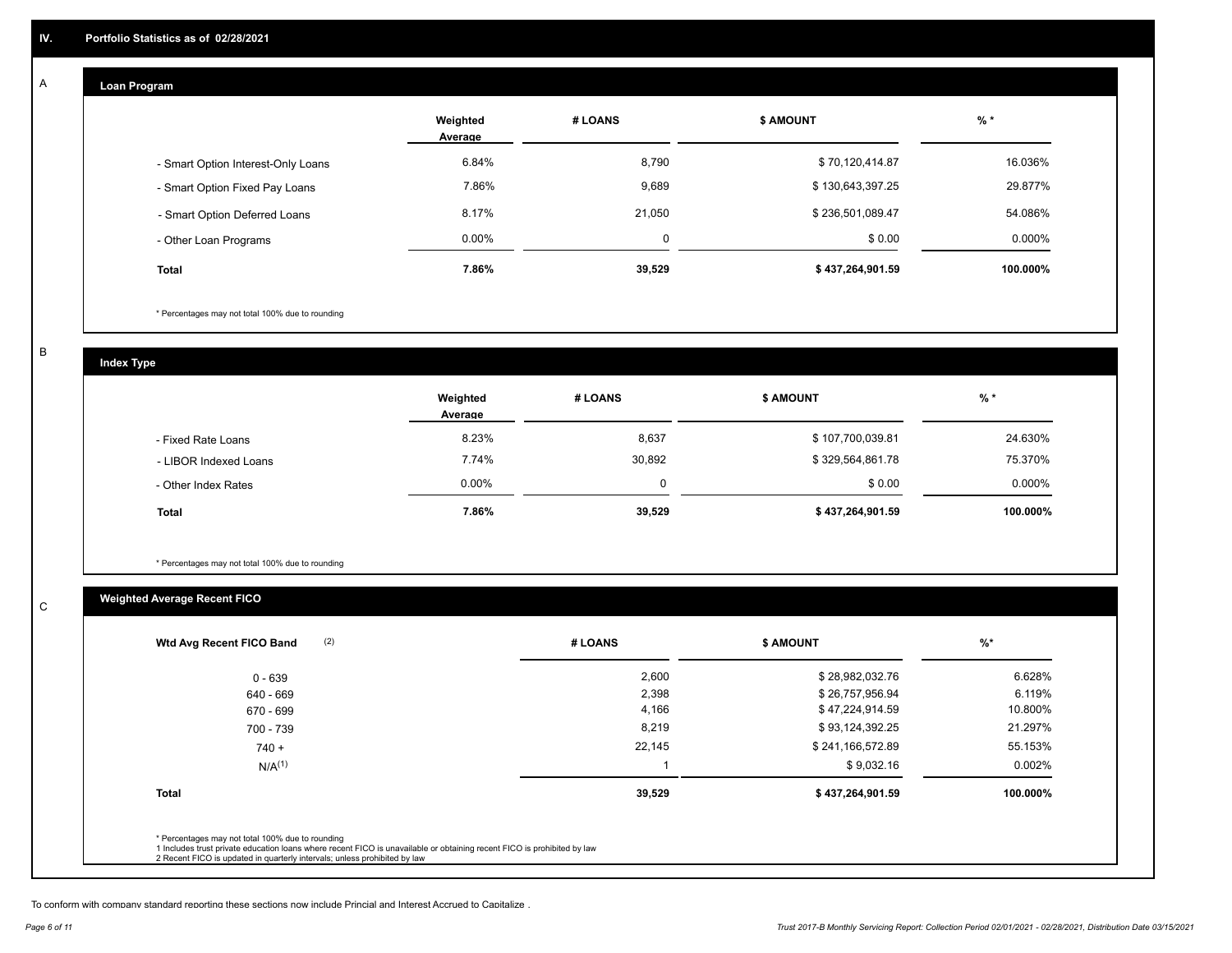## IV. Portfolio Statistics as of 02/28/2021

### A Loan Program

| | Weighted Average | # LOANS | $ AMOUNT | % * |
|---|---|---|---|---|
| - Smart Option Interest-Only Loans | 6.84% | 8,790 | $ 70,120,414.87 | 16.036% |
| - Smart Option Fixed Pay Loans | 7.86% | 9,689 | $ 130,643,397.25 | 29.877% |
| - Smart Option Deferred Loans | 8.17% | 21,050 | $ 236,501,089.47 | 54.086% |
| - Other Loan Programs | 0.00% | 0 | $ 0.00 | 0.000% |
| **Total** | **7.86%** | **39,529** | **$ 437,264,901.59** | **100.000%** |

* Percentages may not total 100% due to rounding

### B Index Type

| | Weighted Average | # LOANS | $ AMOUNT | % * |
|---|---|---|---|---|
| - Fixed Rate Loans | 8.23% | 8,637 | $ 107,700,039.81 | 24.630% |
| - LIBOR Indexed Loans | 7.74% | 30,892 | $ 329,564,861.78 | 75.370% |
| - Other Index Rates | 0.00% | 0 | $ 0.00 | 0.000% |
| **Total** | **7.86%** | **39,529** | **$ 437,264,901.59** | **100.000%** |

* Percentages may not total 100% due to rounding

### C Weighted Average Recent FICO

| Wtd Avg Recent FICO Band (2) | # LOANS | $ AMOUNT | %* |
|---|---|---|---|
| 0 - 639 | 2,600 | $ 28,982,032.76 | 6.628% |
| 640 - 669 | 2,398 | $ 26,757,956.94 | 6.119% |
| 670 - 699 | 4,166 | $ 47,224,914.59 | 10.800% |
| 700 - 739 | 8,219 | $ 93,124,392.25 | 21.297% |
| 740 + | 22,145 | $ 241,166,572.89 | 55.153% |
| N/A(1) | 1 | $ 9,032.16 | 0.002% |
| **Total** | **39,529** | **$ 437,264,901.59** | **100.000%** |

* Percentages may not total 100% due to rounding
1 Includes trust private education loans where recent FICO is unavailable or obtaining recent FICO is prohibited by law
2 Recent FICO is updated in quarterly intervals; unless prohibited by law

To conform with company standard reporting these sections now include Princial and Interest Accrued to Capitalize .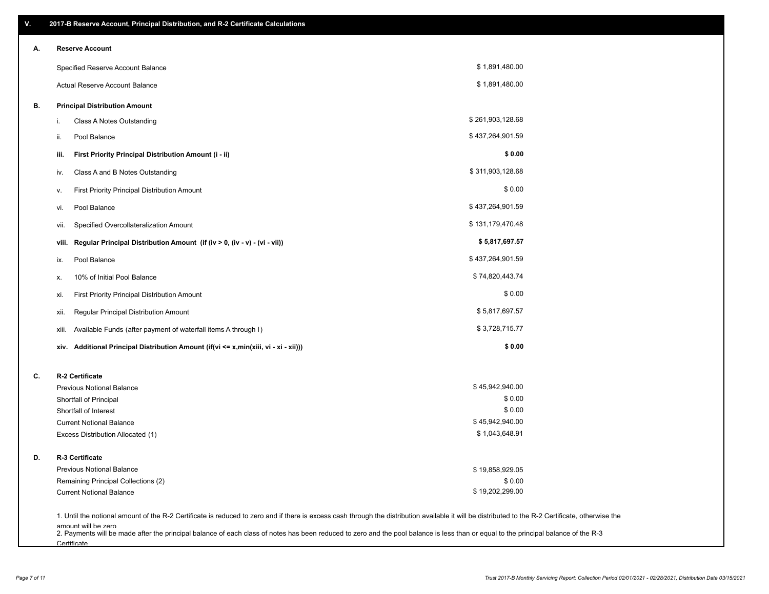## V. 2017-B Reserve Account, Principal Distribution, and R-2 Certificate Calculations

### A. Reserve Account

| | |
|---|---|
| Specified Reserve Account Balance | $ 1,891,480.00 |
| Actual Reserve Account Balance | $ 1,891,480.00 |

### B. Principal Distribution Amount

| | | |
|---|---|---|
| i. | Class A Notes Outstanding | $ 261,903,128.68 |
| ii. | Pool Balance | $ 437,264,901.59 |
| **iii.** | **First Priority Principal Distribution Amount (i - ii)** | **$ 0.00** |
| iv. | Class A and B Notes Outstanding | $ 311,903,128.68 |
| v. | First Priority Principal Distribution Amount | $ 0.00 |
| vi. | Pool Balance | $ 437,264,901.59 |
| vii. | Specified Overcollateralization Amount | $ 131,179,470.48 |
| **viii.** | **Regular Principal Distribution Amount (if (iv > 0, (iv - v) - (vi - vii))** | **$ 5,817,697.57** |
| ix. | Pool Balance | $ 437,264,901.59 |
| x. | 10% of Initial Pool Balance | $ 74,820,443.74 |
| xi. | First Priority Principal Distribution Amount | $ 0.00 |
| xii. | Regular Principal Distribution Amount | $ 5,817,697.57 |
| xiii. | Available Funds (after payment of waterfall items A through I) | $ 3,728,715.77 |
| **xiv.** | **Additional Principal Distribution Amount (if(vi <= x,min(xiii, vi - xi - xii)))** | **$ 0.00** |

### C. R-2 Certificate

| | |
|---|---|
| Previous Notional Balance | $ 45,942,940.00 |
| Shortfall of Principal | $ 0.00 |
| Shortfall of Interest | $ 0.00 |
| Current Notional Balance | $ 45,942,940.00 |
| Excess Distribution Allocated (1) | $ 1,043,648.91 |

### D. R-3 Certificate

| | |
|---|---|
| Previous Notional Balance | $ 19,858,929.05 |
| Remaining Principal Collections (2) | $ 0.00 |
| Current Notional Balance | $ 19,202,299.00 |

1. Until the notional amount of the R-2 Certificate is reduced to zero and if there is excess cash through the distribution available it will be distributed to the R-2 Certificate, otherwise the amount will be zero

2. Payments will be made after the principal balance of each class of notes has been reduced to zero and the pool balance is less than or equal to the principal balance of the R-3 Certificate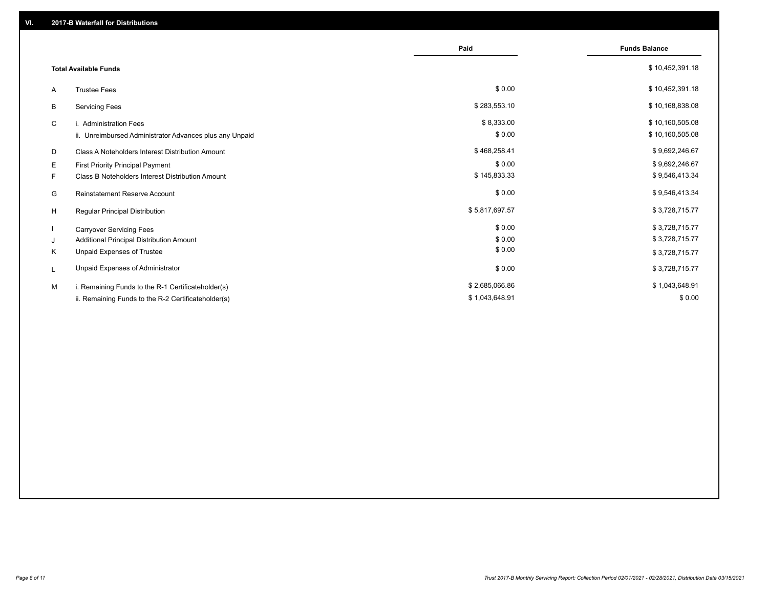## VI. 2017-B Waterfall for Distributions

| | | Paid | Funds Balance |
|---|---|---|---|
| | **Total Available Funds** | | $ 10,452,391.18 |
| A | Trustee Fees | $ 0.00 | $ 10,452,391.18 |
| B | Servicing Fees | $ 283,553.10 | $ 10,168,838.08 |
| C | i. Administration Fees | $ 8,333.00 | $ 10,160,505.08 |
| | ii. Unreimbursed Administrator Advances plus any Unpaid | $ 0.00 | $ 10,160,505.08 |
| D | Class A Noteholders Interest Distribution Amount | $ 468,258.41 | $ 9,692,246.67 |
| E | First Priority Principal Payment | $ 0.00 | $ 9,692,246.67 |
| F | Class B Noteholders Interest Distribution Amount | $ 145,833.33 | $ 9,546,413.34 |
| G | Reinstatement Reserve Account | $ 0.00 | $ 9,546,413.34 |
| H | Regular Principal Distribution | $ 5,817,697.57 | $ 3,728,715.77 |
| I | Carryover Servicing Fees | $ 0.00 | $ 3,728,715.77 |
| J | Additional Principal Distribution Amount | $ 0.00 | $ 3,728,715.77 |
| K | Unpaid Expenses of Trustee | $ 0.00 | $ 3,728,715.77 |
| L | Unpaid Expenses of Administrator | $ 0.00 | $ 3,728,715.77 |
| M | i. Remaining Funds to the R-1 Certificateholder(s) | $ 2,685,066.86 | $ 1,043,648.91 |
| | ii. Remaining Funds to the R-2 Certificateholder(s) | $ 1,043,648.91 | $ 0.00 |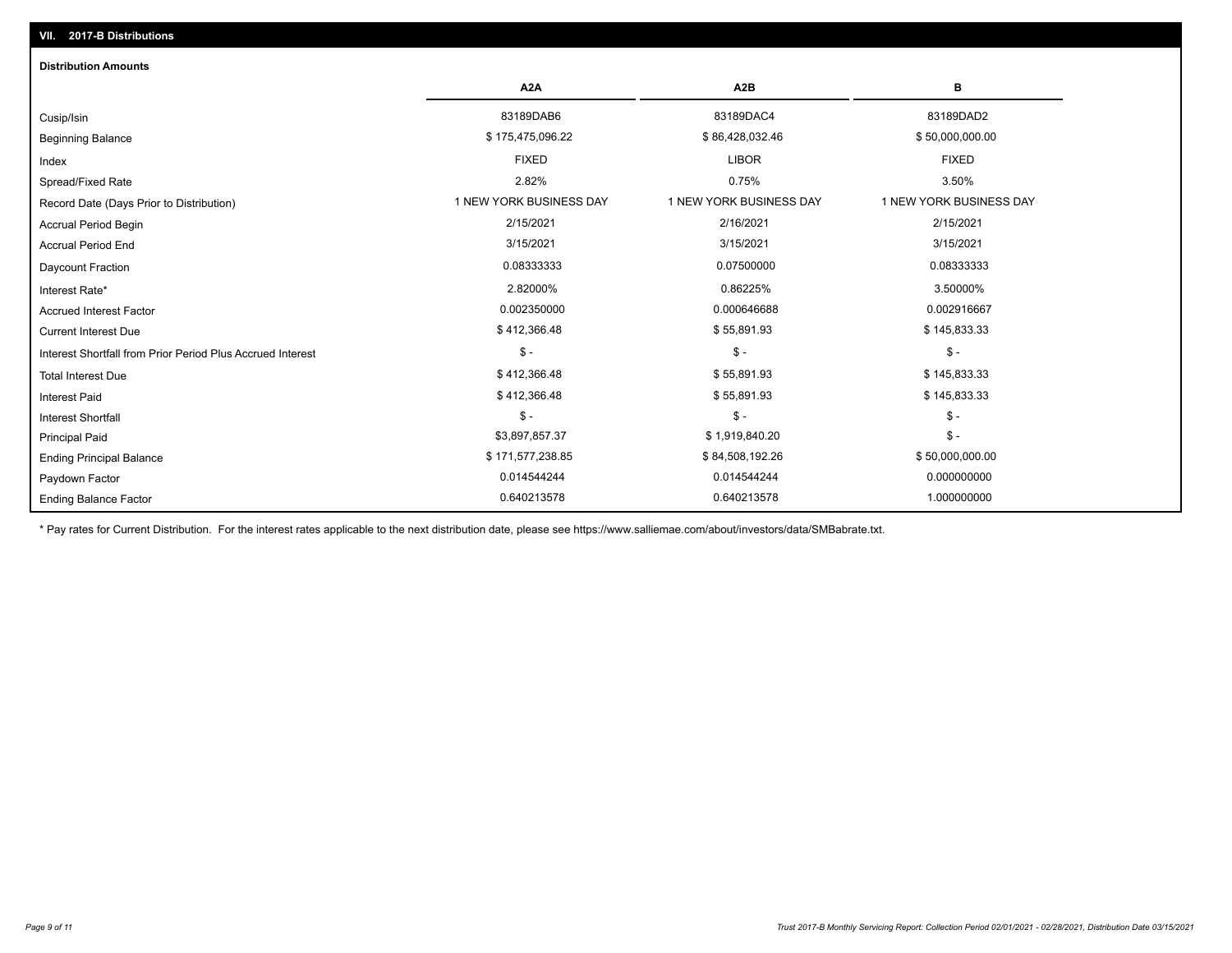## VII. 2017-B Distributions

### Distribution Amounts

| | A2A | A2B | B |
|---|---|---|---|
| Cusip/Isin | 83189DAB6 | 83189DAC4 | 83189DAD2 |
| Beginning Balance | $ 175,475,096.22 | $ 86,428,032.46 | $ 50,000,000.00 |
| Index | FIXED | LIBOR | FIXED |
| Spread/Fixed Rate | 2.82% | 0.75% | 3.50% |
| Record Date (Days Prior to Distribution) | 1 NEW YORK BUSINESS DAY | 1 NEW YORK BUSINESS DAY | 1 NEW YORK BUSINESS DAY |
| Accrual Period Begin | 2/15/2021 | 2/16/2021 | 2/15/2021 |
| Accrual Period End | 3/15/2021 | 3/15/2021 | 3/15/2021 |
| Daycount Fraction | 0.08333333 | 0.07500000 | 0.08333333 |
| Interest Rate* | 2.82000% | 0.86225% | 3.50000% |
| Accrued Interest Factor | 0.002350000 | 0.000646688 | 0.002916667 |
| Current Interest Due | $ 412,366.48 | $ 55,891.93 | $ 145,833.33 |
| Interest Shortfall from Prior Period Plus Accrued Interest | $ - | $ - | $ - |
| Total Interest Due | $ 412,366.48 | $ 55,891.93 | $ 145,833.33 |
| Interest Paid | $ 412,366.48 | $ 55,891.93 | $ 145,833.33 |
| Interest Shortfall | $ - | $ - | $ - |
| Principal Paid | $3,897,857.37 | $ 1,919,840.20 | $ - |
| Ending Principal Balance | $ 171,577,238.85 | $ 84,508,192.26 | $ 50,000,000.00 |
| Paydown Factor | 0.014544244 | 0.014544244 | 0.000000000 |
| Ending Balance Factor | 0.640213578 | 0.640213578 | 1.000000000 |

* Pay rates for Current Distribution. For the interest rates applicable to the next distribution date, please see https://www.salliemae.com/about/investors/data/SMBabrate.txt.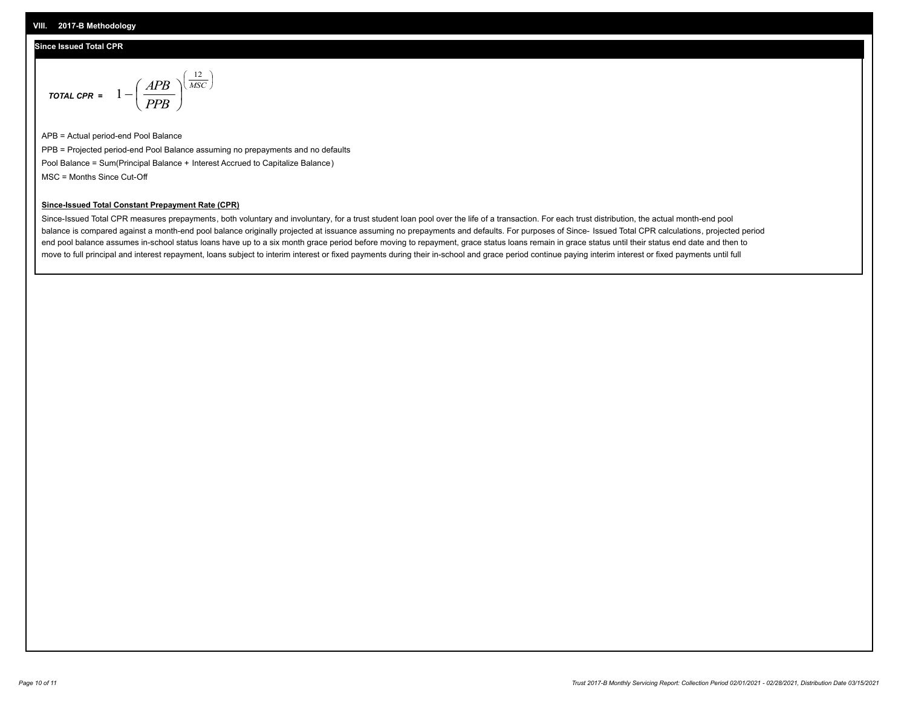## VIII. 2017-B Methodology

### Since Issued Total CPR

$$\textit{TOTAL CPR} = 1 - \left( \frac{APB}{PPB} \right)^{\left( \frac{12}{MSC} \right)}$$

APB = Actual period-end Pool Balance

PPB = Projected period-end Pool Balance assuming no prepayments and no defaults

Pool Balance = Sum(Principal Balance + Interest Accrued to Capitalize Balance)

MSC = Months Since Cut-Off

**Since-Issued Total Constant Prepayment Rate (CPR)**

Since-Issued Total CPR measures prepayments, both voluntary and involuntary, for a trust student loan pool over the life of a transaction. For each trust distribution, the actual month-end pool balance is compared against a month-end pool balance originally projected at issuance assuming no prepayments and defaults. For purposes of Since- Issued Total CPR calculations, projected period end pool balance assumes in-school status loans have up to a six month grace period before moving to repayment, grace status loans remain in grace status until their status end date and then to move to full principal and interest repayment, loans subject to interim interest or fixed payments during their in-school and grace period continue paying interim interest or fixed payments until full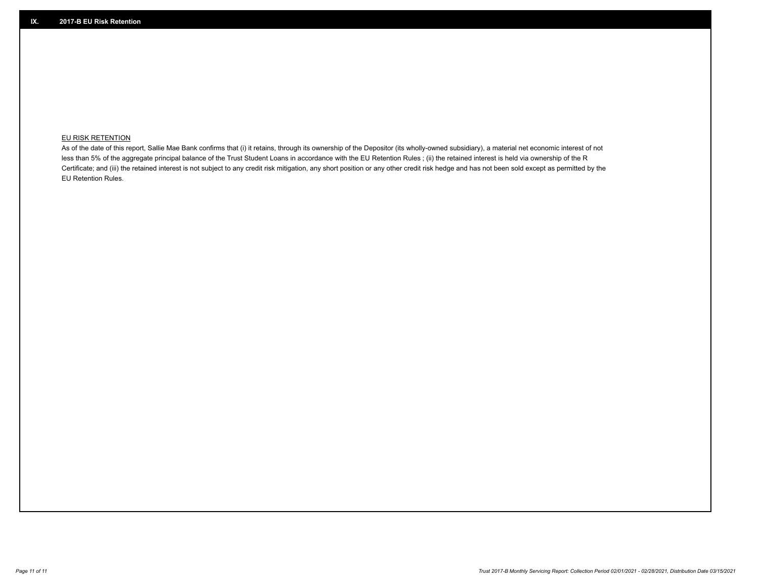## IX. 2017-B EU Risk Retention

EU RISK RETENTION

As of the date of this report, Sallie Mae Bank confirms that (i) it retains, through its ownership of the Depositor (its wholly-owned subsidiary), a material net economic interest of not less than 5% of the aggregate principal balance of the Trust Student Loans in accordance with the EU Retention Rules ; (ii) the retained interest is held via ownership of the R Certificate; and (iii) the retained interest is not subject to any credit risk mitigation, any short position or any other credit risk hedge and has not been sold except as permitted by the EU Retention Rules.